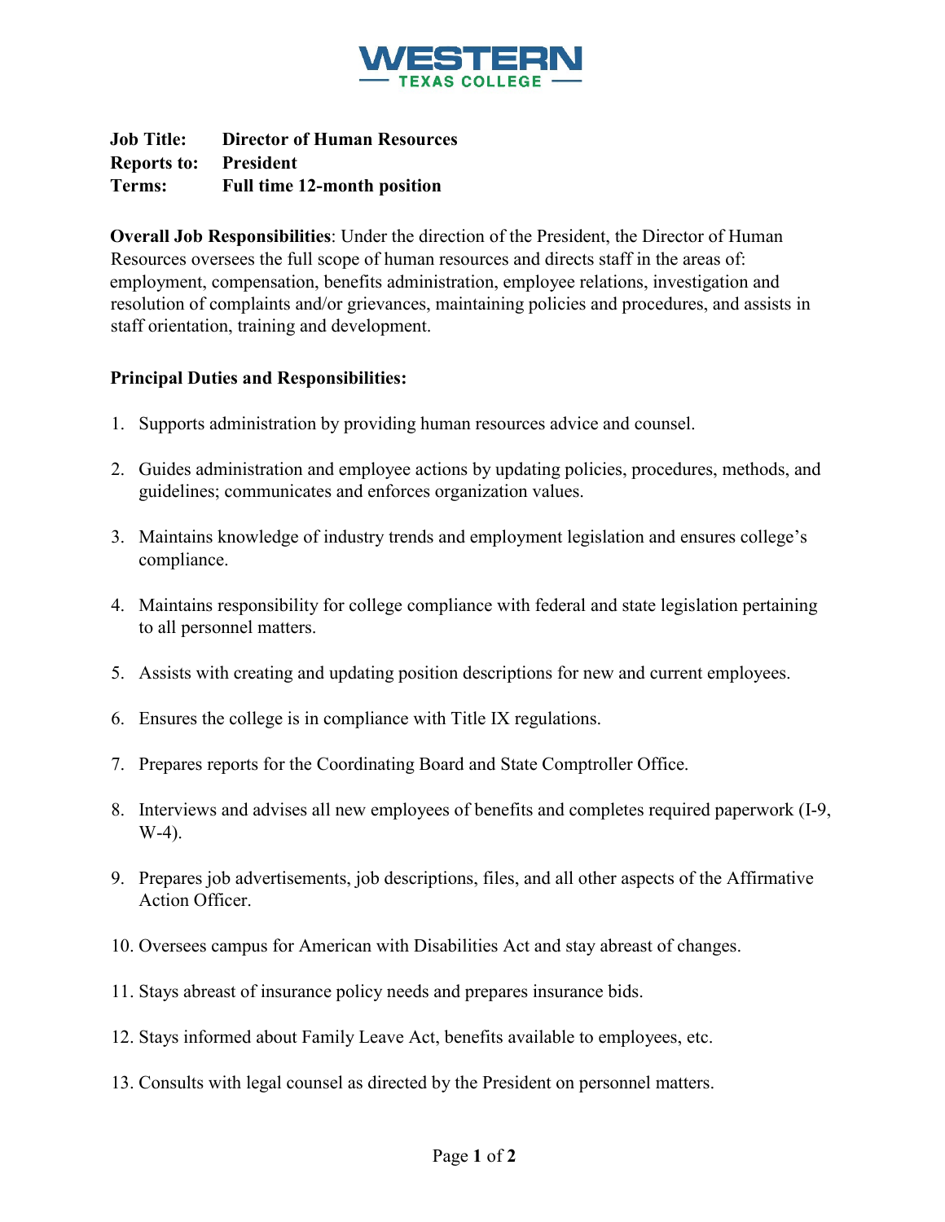# WESTERN TEXAS COLLEGE

**Job Title:** **Director of Human Resources**
**Reports to:** **President**
**Terms:** **Full time 12-month position**

**Overall Job Responsibilities**: Under the direction of the President, the Director of Human Resources oversees the full scope of human resources and directs staff in the areas of: employment, compensation, benefits administration, employee relations, investigation and resolution of complaints and/or grievances, maintaining policies and procedures, and assists in staff orientation, training and development.

**Principal Duties and Responsibilities:**

1. Supports administration by providing human resources advice and counsel.

2. Guides administration and employee actions by updating policies, procedures, methods, and guidelines; communicates and enforces organization values.

3. Maintains knowledge of industry trends and employment legislation and ensures college's compliance.

4. Maintains responsibility for college compliance with federal and state legislation pertaining to all personnel matters.

5. Assists with creating and updating position descriptions for new and current employees.

6. Ensures the college is in compliance with Title IX regulations.

7. Prepares reports for the Coordinating Board and State Comptroller Office.

8. Interviews and advises all new employees of benefits and completes required paperwork (I-9, W-4).

9. Prepares job advertisements, job descriptions, files, and all other aspects of the Affirmative Action Officer.

10. Oversees campus for American with Disabilities Act and stay abreast of changes.

11. Stays abreast of insurance policy needs and prepares insurance bids.

12. Stays informed about Family Leave Act, benefits available to employees, etc.

13. Consults with legal counsel as directed by the President on personnel matters.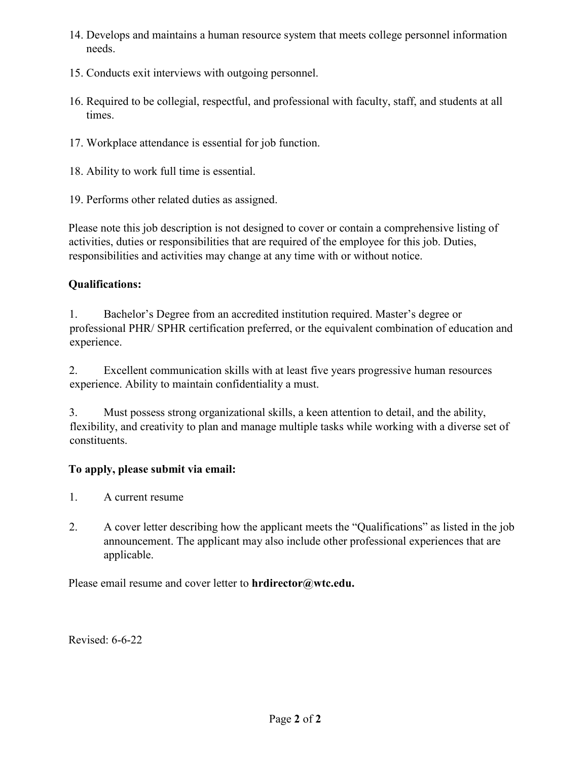14. Develops and maintains a human resource system that meets college personnel information needs.

15. Conducts exit interviews with outgoing personnel.

16. Required to be collegial, respectful, and professional with faculty, staff, and students at all times.

17. Workplace attendance is essential for job function.

18. Ability to work full time is essential.

19. Performs other related duties as assigned.

Please note this job description is not designed to cover or contain a comprehensive listing of activities, duties or responsibilities that are required of the employee for this job. Duties, responsibilities and activities may change at any time with or without notice.

**Qualifications:**

1. Bachelor's Degree from an accredited institution required. Master's degree or professional PHR/ SPHR certification preferred, or the equivalent combination of education and experience.

2. Excellent communication skills with at least five years progressive human resources experience. Ability to maintain confidentiality a must.

3. Must possess strong organizational skills, a keen attention to detail, and the ability, flexibility, and creativity to plan and manage multiple tasks while working with a diverse set of constituents.

**To apply, please submit via email:**

1. A current resume

2. A cover letter describing how the applicant meets the "Qualifications" as listed in the job announcement. The applicant may also include other professional experiences that are applicable.

Please email resume and cover letter to **hrdirector@wtc.edu.**

Revised: 6-6-22